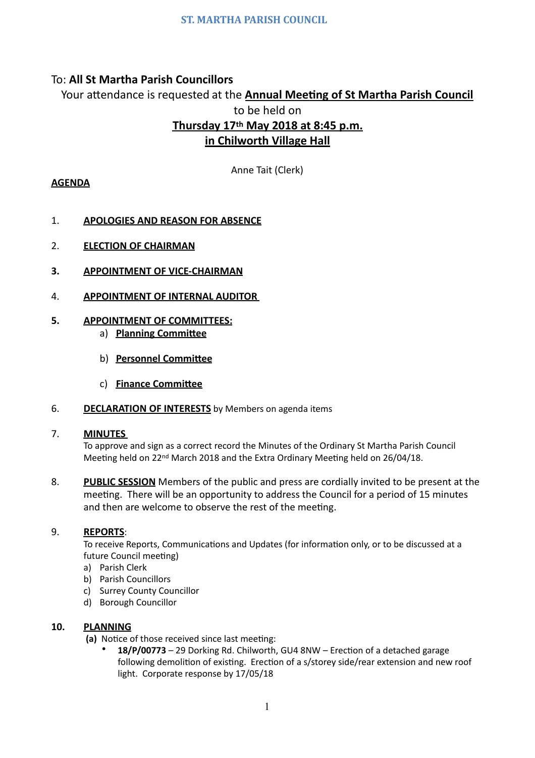# ST. MARTHA PARISH COUNCIL

To: **All St Martha Parish Councillors**

Your attendance is requested at the **Annual Meeting of St Martha Parish Council** to be held on

**Thursday 17th May 2018 at 8:45 p.m.**

**in Chilworth Village Hall**

Anne Tait (Clerk)

**AGENDA**

1. **APOLOGIES AND REASON FOR ABSENCE**

2. **ELECTION OF CHAIRMAN**

3. **APPOINTMENT OF VICE-CHAIRMAN**

4. **APPOINTMENT OF INTERNAL AUDITOR**

5. **APPOINTMENT OF COMMITTEES:**
   a) **Planning Committee**
   b) **Personnel Committee**
   c) **Finance Committee**

6. **DECLARATION OF INTERESTS** by Members on agenda items

7. **MINUTES**
   To approve and sign as a correct record the Minutes of the Ordinary St Martha Parish Council Meeting held on 22nd March 2018 and the Extra Ordinary Meeting held on 26/04/18.

8. **PUBLIC SESSION** Members of the public and press are cordially invited to be present at the meeting. There will be an opportunity to address the Council for a period of 15 minutes and then are welcome to observe the rest of the meeting.

9. **REPORTS**:
   To receive Reports, Communications and Updates (for information only, or to be discussed at a future Council meeting)
   a) Parish Clerk
   b) Parish Councillors
   c) Surrey County Councillor
   d) Borough Councillor

10. **PLANNING**
   **(a)** Notice of those received since last meeting:
   - **18/P/00773** – 29 Dorking Rd. Chilworth, GU4 8NW – Erection of a detached garage following demolition of existing. Erection of a s/storey side/rear extension and new roof light. Corporate response by 17/05/18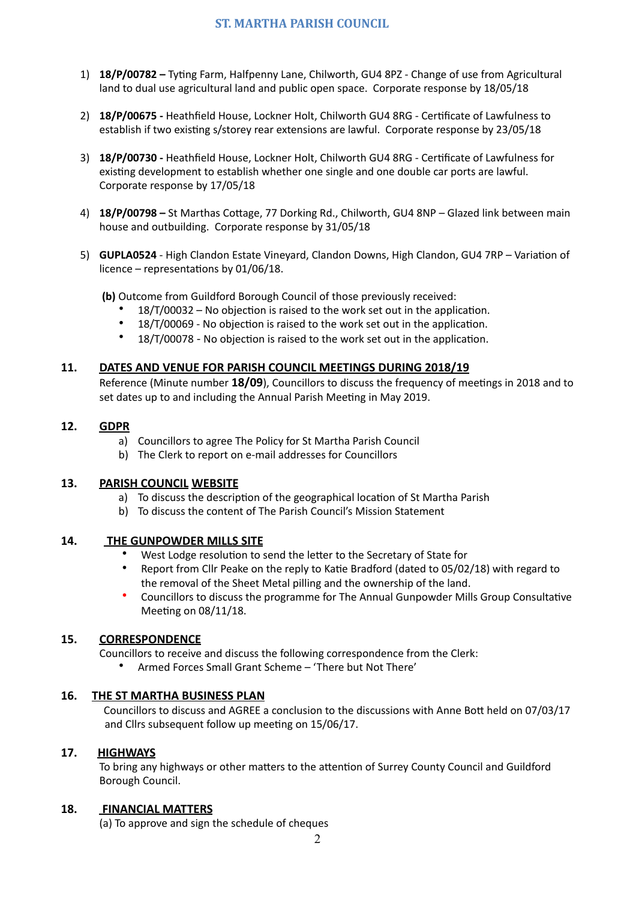1) **18/P/00782 –** Tyting Farm, Halfpenny Lane, Chilworth, GU4 8PZ - Change of use from Agricultural land to dual use agricultural land and public open space. Corporate response by 18/05/18

2) **18/P/00675 -** Heathfield House, Lockner Holt, Chilworth GU4 8RG - Certificate of Lawfulness to establish if two existing s/storey rear extensions are lawful. Corporate response by 23/05/18

3) **18/P/00730 -** Heathfield House, Lockner Holt, Chilworth GU4 8RG - Certificate of Lawfulness for existing development to establish whether one single and one double car ports are lawful. Corporate response by 17/05/18

4) **18/P/00798 –** St Marthas Cottage, 77 Dorking Rd., Chilworth, GU4 8NP – Glazed link between main house and outbuilding. Corporate response by 31/05/18

5) **GUPLA0524** - High Clandon Estate Vineyard, Clandon Downs, High Clandon, GU4 7RP – Variation of licence – representations by 01/06/18.

**(b)** Outcome from Guildford Borough Council of those previously received:

- 18/T/00032 – No objection is raised to the work set out in the application.
- 18/T/00069 - No objection is raised to the work set out in the application.
- 18/T/00078 - No objection is raised to the work set out in the application.

## 11. DATES AND VENUE FOR PARISH COUNCIL MEETINGS DURING 2018/19

Reference (Minute number **18/09**), Councillors to discuss the frequency of meetings in 2018 and to set dates up to and including the Annual Parish Meeting in May 2019.

## 12. GDPR

a) Councillors to agree The Policy for St Martha Parish Council
b) The Clerk to report on e-mail addresses for Councillors

## 13. PARISH COUNCIL WEBSITE

a) To discuss the description of the geographical location of St Martha Parish
b) To discuss the content of The Parish Council's Mission Statement

## 14. THE GUNPOWDER MILLS SITE

- West Lodge resolution to send the letter to the Secretary of State for
- Report from Cllr Peake on the reply to Katie Bradford (dated to 05/02/18) with regard to the removal of the Sheet Metal pilling and the ownership of the land.
- Councillors to discuss the programme for The Annual Gunpowder Mills Group Consultative Meeting on 08/11/18.

## 15. CORRESPONDENCE

Councillors to receive and discuss the following correspondence from the Clerk:

- Armed Forces Small Grant Scheme – 'There but Not There'

## 16. THE ST MARTHA BUSINESS PLAN

Councillors to discuss and AGREE a conclusion to the discussions with Anne Bott held on 07/03/17 and Cllrs subsequent follow up meeting on 15/06/17.

## 17. HIGHWAYS

To bring any highways or other matters to the attention of Surrey County Council and Guildford Borough Council.

## 18. FINANCIAL MATTERS

(a) To approve and sign the schedule of cheques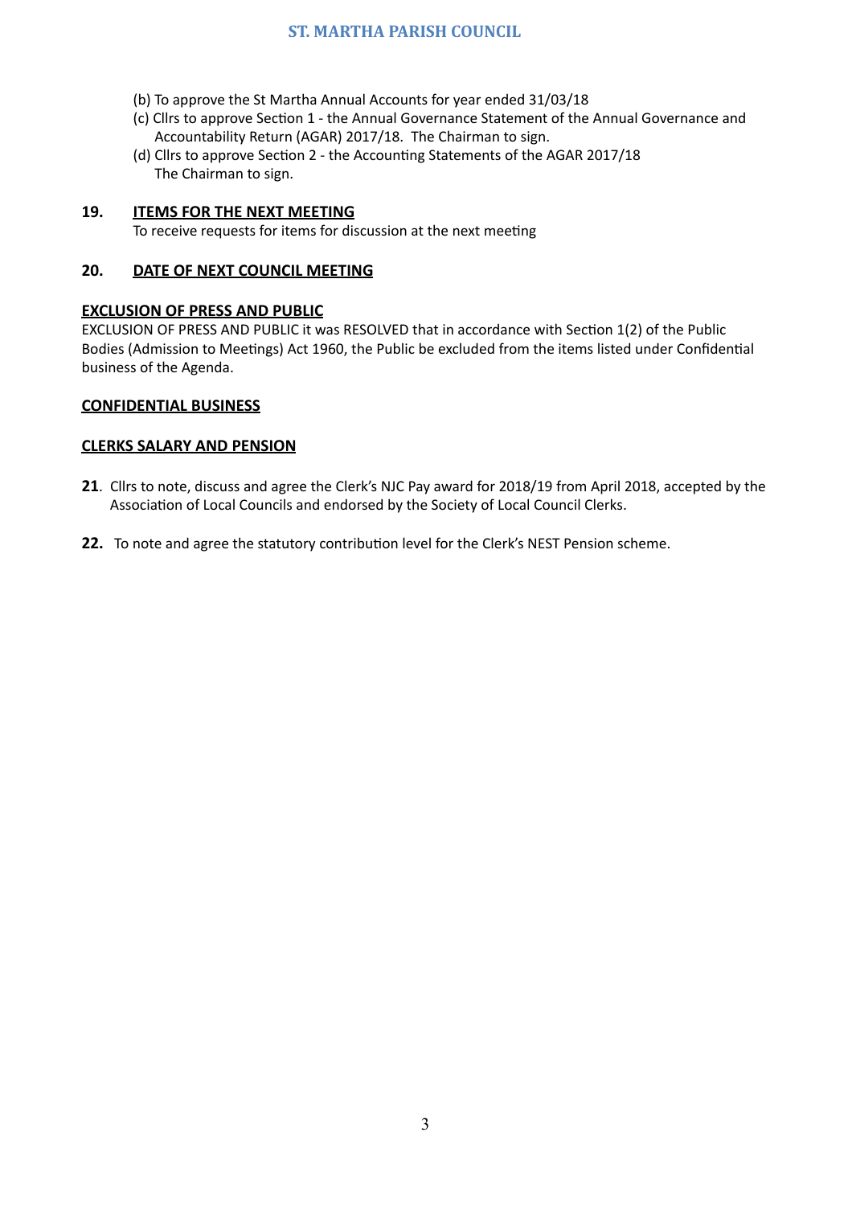(b) To approve the St Martha Annual Accounts for year ended 31/03/18

(c) Cllrs to approve Section 1 - the Annual Governance Statement of the Annual Governance and Accountability Return (AGAR) 2017/18. The Chairman to sign.

(d) Cllrs to approve Section 2 - the Accounting Statements of the AGAR 2017/18 The Chairman to sign.

## 19. ITEMS FOR THE NEXT MEETING

To receive requests for items for discussion at the next meeting

## 20. DATE OF NEXT COUNCIL MEETING

## EXCLUSION OF PRESS AND PUBLIC

EXCLUSION OF PRESS AND PUBLIC it was RESOLVED that in accordance with Section 1(2) of the Public Bodies (Admission to Meetings) Act 1960, the Public be excluded from the items listed under Confidential business of the Agenda.

## CONFIDENTIAL BUSINESS

## CLERKS SALARY AND PENSION

**21**. Cllrs to note, discuss and agree the Clerk's NJC Pay award for 2018/19 from April 2018, accepted by the Association of Local Councils and endorsed by the Society of Local Council Clerks.

**22.** To note and agree the statutory contribution level for the Clerk's NEST Pension scheme.